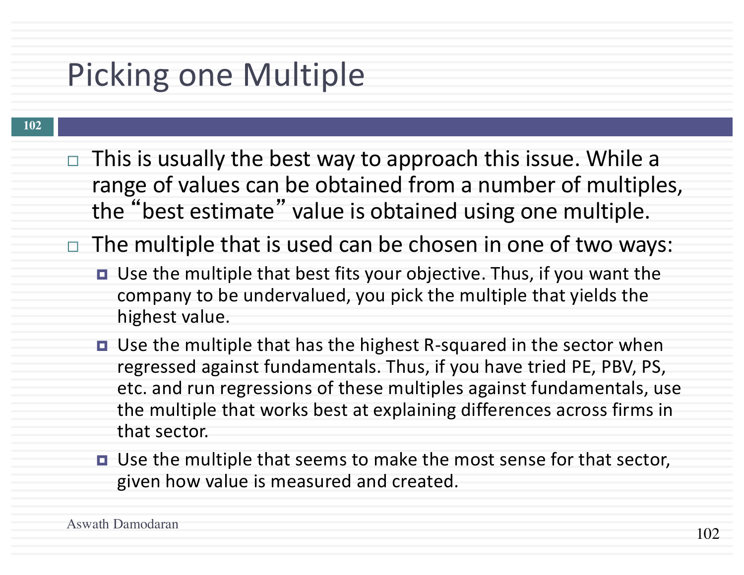# Picking one Multiple

- This is usually the best way to approach this issue. While a range of values can be obtained from a number of multiples, the "best estimate" value is obtained using one multiple.
- The multiple that is used can be chosen in one of two ways:
  - Use the multiple that best fits your objective. Thus, if you want the company to be undervalued, you pick the multiple that yields the highest value.
  - Use the multiple that has the highest R-squared in the sector when regressed against fundamentals. Thus, if you have tried PE, PBV, PS, etc. and run regressions of these multiples against fundamentals, use the multiple that works best at explaining differences across firms in that sector.
  - Use the multiple that seems to make the most sense for that sector, given how value is measured and created.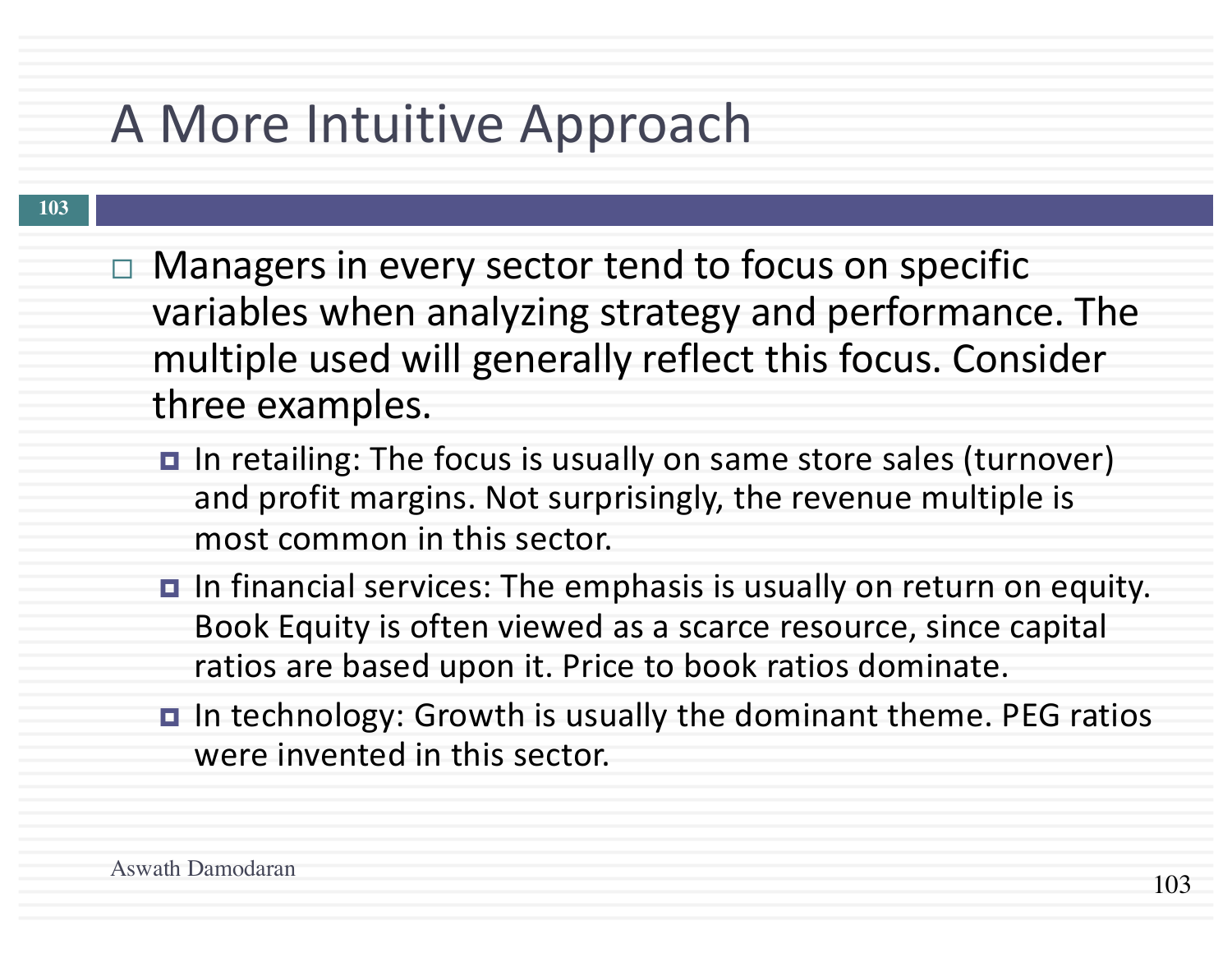# A More Intuitive Approach

- Managers in every sector tend to focus on specific variables when analyzing strategy and performance. The multiple used will generally reflect this focus. Consider three examples.
  - In retailing: The focus is usually on same store sales (turnover) and profit margins. Not surprisingly, the revenue multiple is most common in this sector.
  - In financial services: The emphasis is usually on return on equity. Book Equity is often viewed as a scarce resource, since capital ratios are based upon it. Price to book ratios dominate.
  - In technology: Growth is usually the dominant theme. PEG ratios were invented in this sector.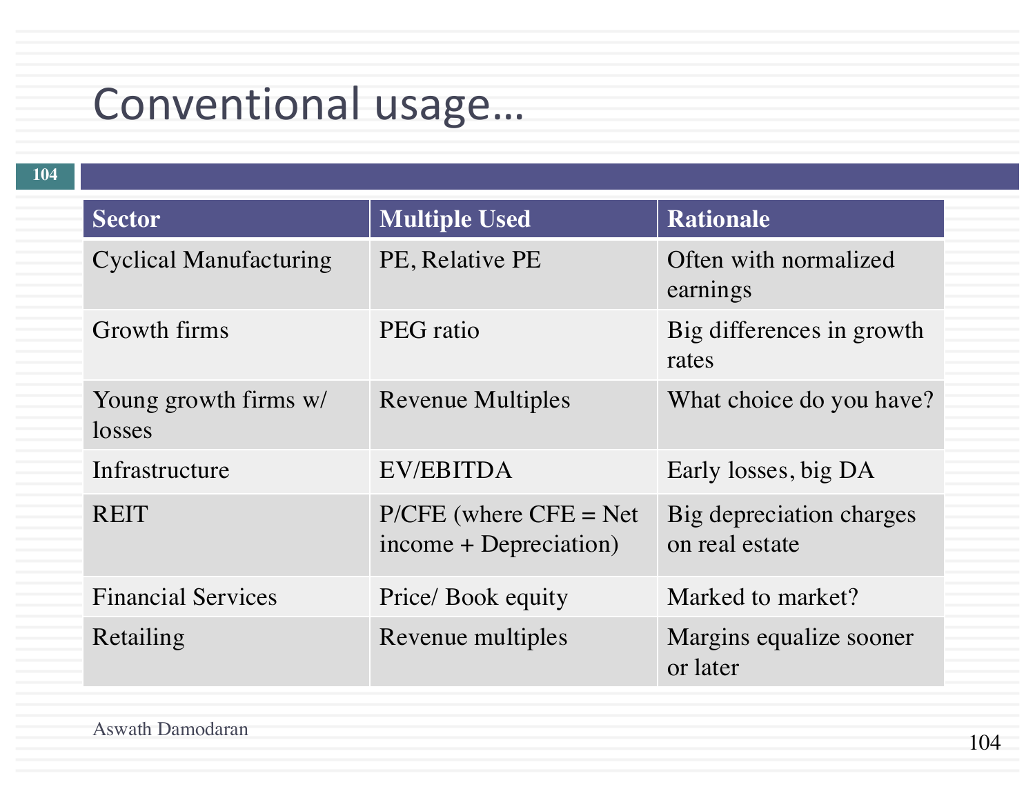# Conventional usage…

| Sector | Multiple Used | Rationale |
| --- | --- | --- |
| Cyclical Manufacturing | PE, Relative PE | Often with normalized earnings |
| Growth firms | PEG ratio | Big differences in growth rates |
| Young growth firms w/ losses | Revenue Multiples | What choice do you have? |
| Infrastructure | EV/EBITDA | Early losses, big DA |
| REIT | P/CFE (where CFE = Net income + Depreciation) | Big depreciation charges on real estate |
| Financial Services | Price/ Book equity | Marked to market? |
| Retailing | Revenue multiples | Margins equalize sooner or later |

Aswath Damodaran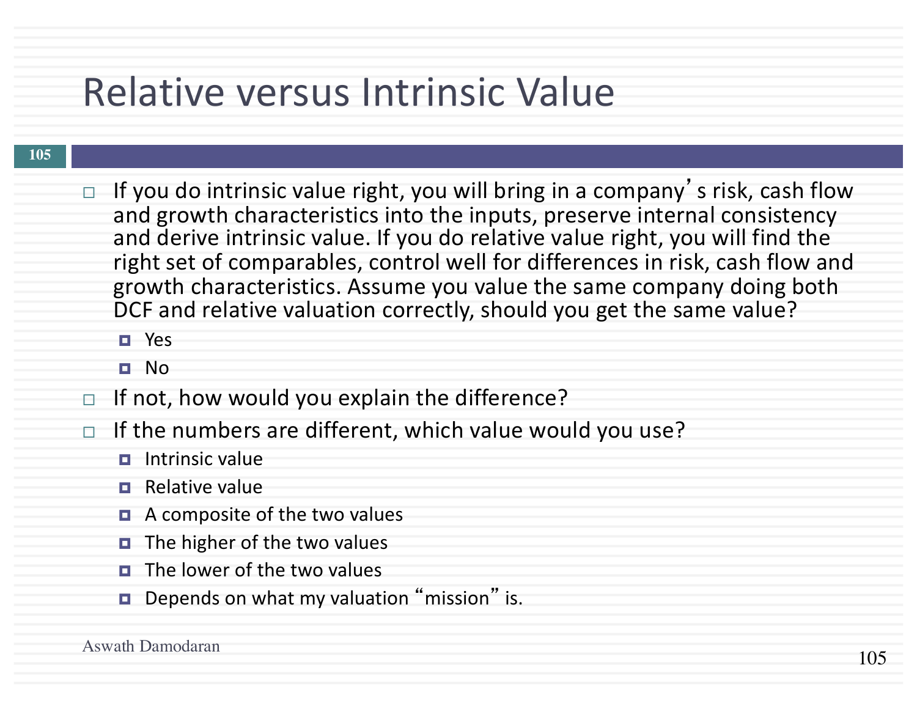# Relative versus Intrinsic Value

- If you do intrinsic value right, you will bring in a company's risk, cash flow and growth characteristics into the inputs, preserve internal consistency and derive intrinsic value. If you do relative value right, you will find the right set of comparables, control well for differences in risk, cash flow and growth characteristics. Assume you value the same company doing both DCF and relative valuation correctly, should you get the same value?
  - Yes
  - No
- If not, how would you explain the difference?
- If the numbers are different, which value would you use?
  - Intrinsic value
  - Relative value
  - A composite of the two values
  - The higher of the two values
  - The lower of the two values
  - Depends on what my valuation "mission" is.

Aswath Damodaran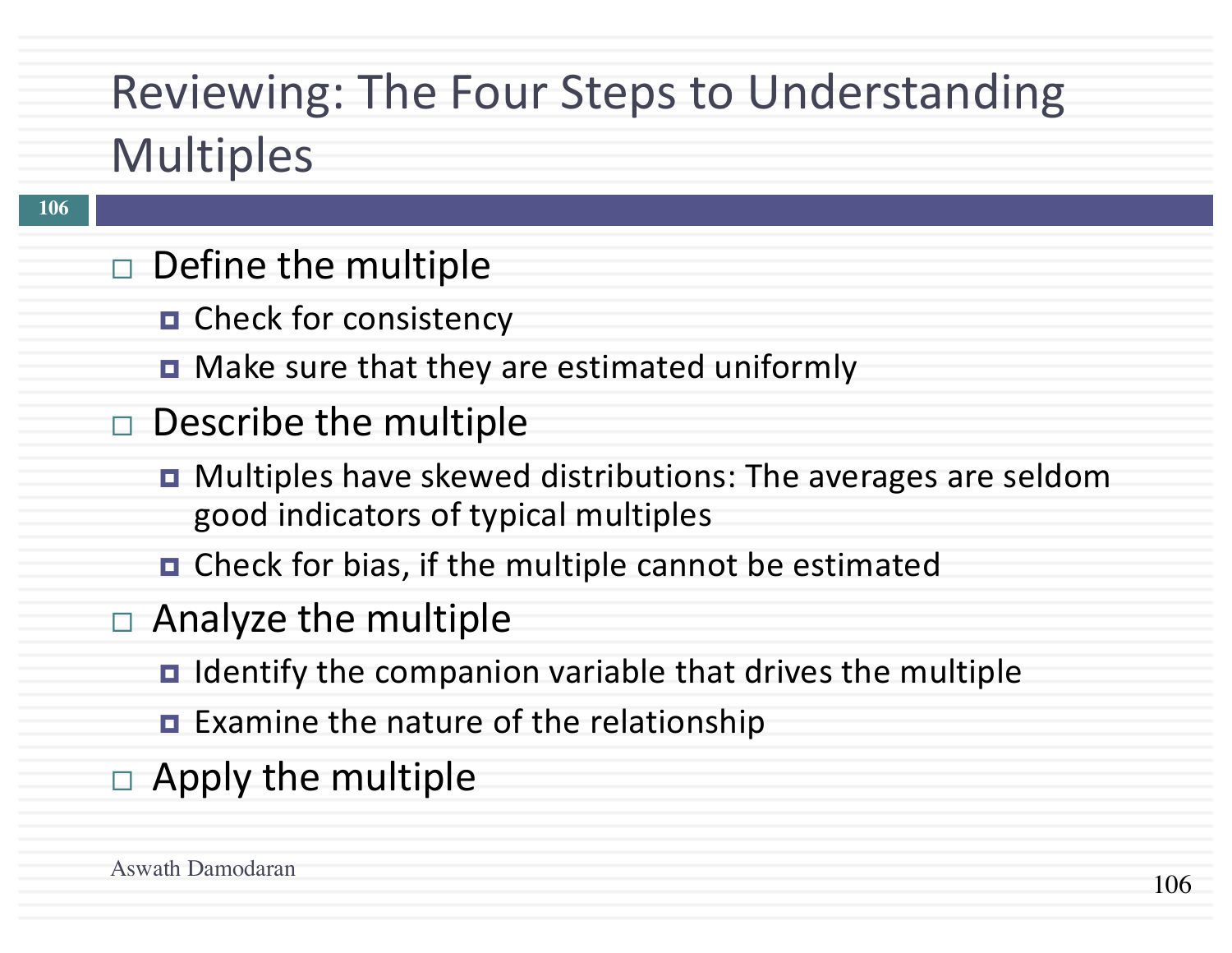# Reviewing: The Four Steps to Understanding Multiples

- Define the multiple
  - Check for consistency
  - Make sure that they are estimated uniformly
- Describe the multiple
  - Multiples have skewed distributions: The averages are seldom good indicators of typical multiples
  - Check for bias, if the multiple cannot be estimated
- Analyze the multiple
  - Identify the companion variable that drives the multiple
  - Examine the nature of the relationship
- Apply the multiple

Aswath Damodaran